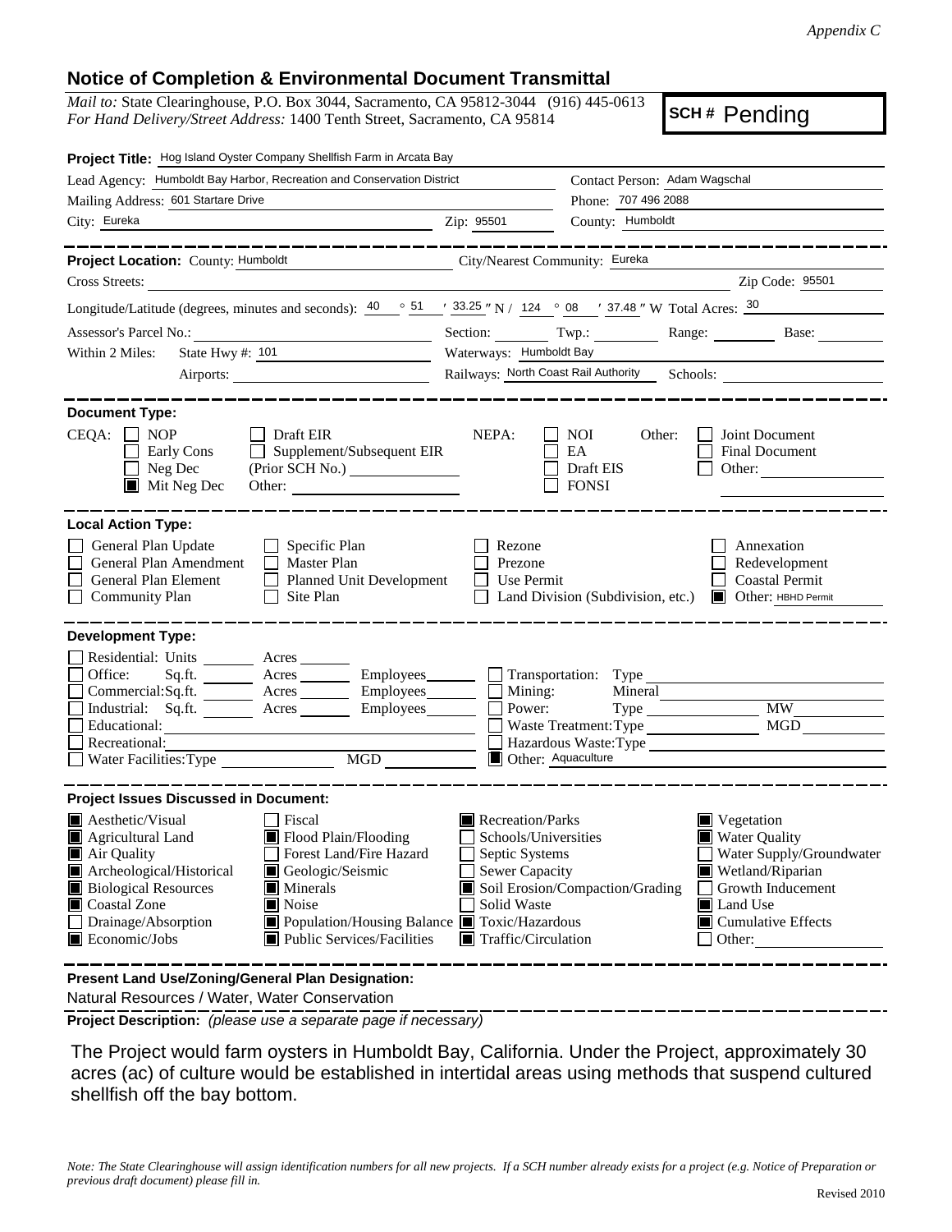*Appendix C*

## Notice of Completion & Environmental Document Transmittal

*Mail to:* State Clearinghouse, P.O. Box 3044, Sacramento, CA 95812-3044 (916) 445-0613
*For Hand Delivery/Street Address:* 1400 Tenth Street, Sacramento, CA 95814

**SCH #** Pending

**Project Title:** Hog Island Oyster Company Shellfish Farm in Arcata Bay

Lead Agency: Humboldt Bay Harbor, Recreation and Conservation District
Contact Person: Adam Wagschal
Mailing Address: 601 Startare Drive
Phone: 707 496 2088
City: Eureka
Zip: 95501
County: Humboldt

---

**Project Location:** County: Humboldt
City/Nearest Community: Eureka
Cross Streets:
Zip Code: 95501

Longitude/Latitude (degrees, minutes and seconds): 40 ° 51 ′ 33.25 ″ N / 124 ° 08 ′ 37.48 ″ W Total Acres: 30

Assessor's Parcel No.:
Section: Twp.: Range: Base:

Within 2 Miles: State Hwy #: 101
Waterways: Humboldt Bay
Airports:
Railways: North Coast Rail Authority
Schools:

---

**Document Type:**

CEQA:
- ☐ NOP
- ☐ Early Cons
- ☐ Neg Dec
- ☒ Mit Neg Dec
- ☐ Draft EIR
- ☐ Supplement/Subsequent EIR (Prior SCH No.)
- Other:

NEPA:
- ☐ NOI
- ☐ EA
- ☐ Draft EIS
- ☐ FONSI

Other:
- ☐ Joint Document
- ☐ Final Document
- ☐ Other:

---

**Local Action Type:**

- ☐ General Plan Update
- ☐ General Plan Amendment
- ☐ General Plan Element
- ☐ Community Plan
- ☐ Specific Plan
- ☐ Master Plan
- ☐ Planned Unit Development
- ☐ Site Plan
- ☐ Rezone
- ☐ Prezone
- ☐ Use Permit
- ☐ Land Division (Subdivision, etc.)
- ☐ Annexation
- ☐ Redevelopment
- ☐ Coastal Permit
- ☒ Other: HBHD Permit

---

**Development Type:**

- ☐ Residential: Units Acres
- ☐ Office: Sq.ft. Acres Employees
- ☐ Commercial: Sq.ft. Acres Employees
- ☐ Industrial: Sq.ft. Acres Employees
- ☐ Educational:
- ☐ Recreational:
- ☐ Water Facilities: Type MGD
- ☐ Transportation: Type
- ☐ Mining: Mineral
- ☐ Power: Type MW
- ☐ Waste Treatment: Type MGD
- ☐ Hazardous Waste: Type
- ☒ Other: Aquaculture

---

**Project Issues Discussed in Document:**

- ☒ Aesthetic/Visual
- ☒ Agricultural Land
- ☒ Air Quality
- ☒ Archeological/Historical
- ☒ Biological Resources
- ☒ Coastal Zone
- ☐ Drainage/Absorption
- ☒ Economic/Jobs
- ☐ Fiscal
- ☒ Flood Plain/Flooding
- ☐ Forest Land/Fire Hazard
- ☒ Geologic/Seismic
- ☒ Minerals
- ☒ Noise
- ☒ Population/Housing Balance
- ☒ Public Services/Facilities
- ☒ Recreation/Parks
- ☐ Schools/Universities
- ☐ Septic Systems
- ☐ Sewer Capacity
- ☒ Soil Erosion/Compaction/Grading
- ☐ Solid Waste
- ☒ Toxic/Hazardous
- ☒ Traffic/Circulation
- ☒ Vegetation
- ☒ Water Quality
- ☐ Water Supply/Groundwater
- ☒ Wetland/Riparian
- ☐ Growth Inducement
- ☒ Land Use
- ☒ Cumulative Effects
- ☐ Other:

---

**Present Land Use/Zoning/General Plan Designation:**

Natural Resources / Water, Water Conservation

**Project Description:** *(please use a separate page if necessary)*

The Project would farm oysters in Humboldt Bay, California. Under the Project, approximately 30 acres (ac) of culture would be established in intertidal areas using methods that suspend cultured shellfish off the bay bottom.

*Note: The State Clearinghouse will assign identification numbers for all new projects. If a SCH number already exists for a project (e.g. Notice of Preparation or previous draft document) please fill in.*

Revised 2010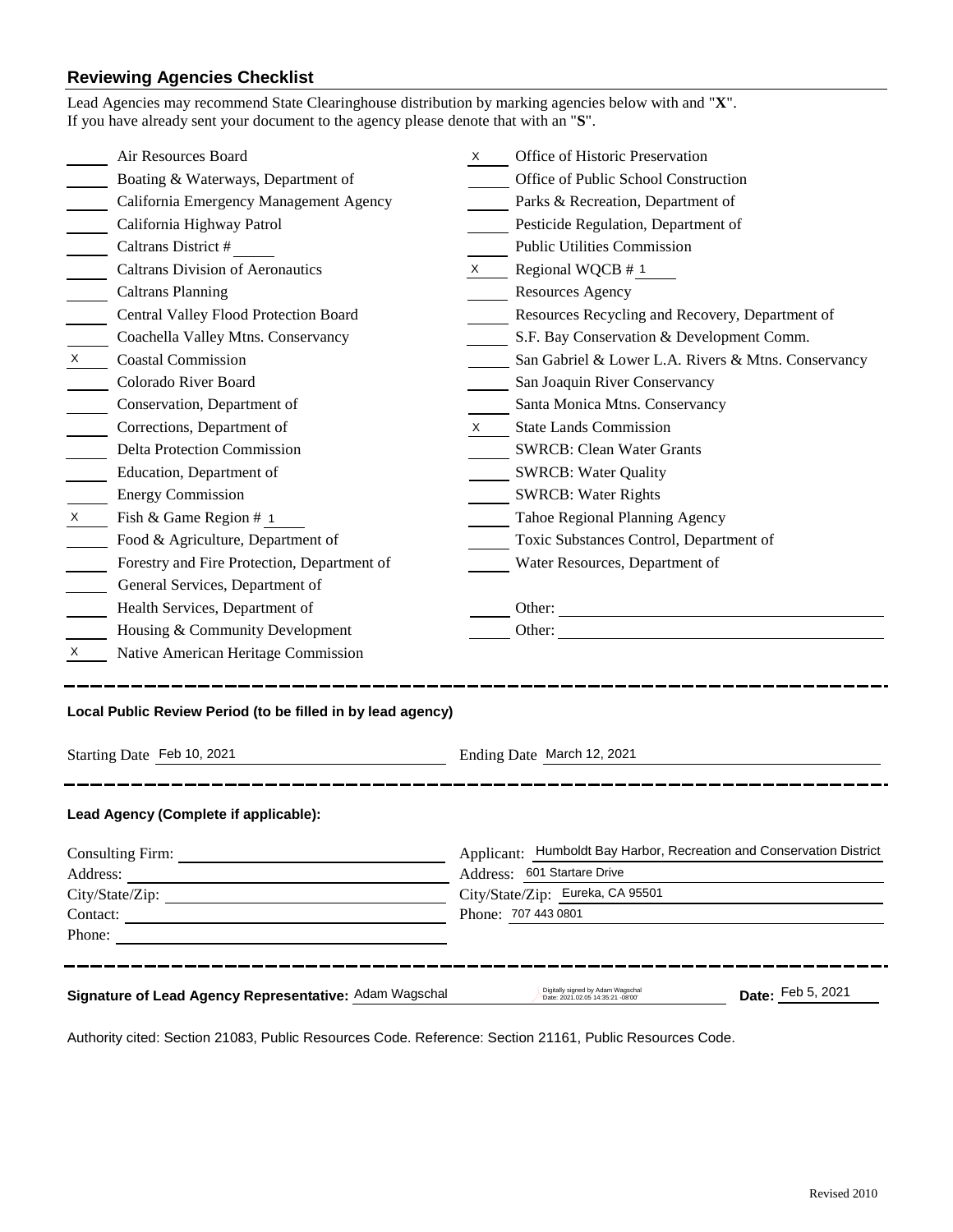## Reviewing Agencies Checklist

Lead Agencies may recommend State Clearinghouse distribution by marking agencies below with and "**X**". If you have already sent your document to the agency please denote that with an "**S**".

| | | | |
|---|---|---|---|
| | Air Resources Board | X | Office of Historic Preservation |
| | Boating & Waterways, Department of | | Office of Public School Construction |
| | California Emergency Management Agency | | Parks & Recreation, Department of |
| | California Highway Patrol | | Pesticide Regulation, Department of |
| | Caltrans District # | | Public Utilities Commission |
| | Caltrans Division of Aeronautics | X | Regional WQCB # 1 |
| | Caltrans Planning | | Resources Agency |
| | Central Valley Flood Protection Board | | Resources Recycling and Recovery, Department of |
| | Coachella Valley Mtns. Conservancy | | S.F. Bay Conservation & Development Comm. |
| X | Coastal Commission | | San Gabriel & Lower L.A. Rivers & Mtns. Conservancy |
| | Colorado River Board | | San Joaquin River Conservancy |
| | Conservation, Department of | | Santa Monica Mtns. Conservancy |
| | Corrections, Department of | X | State Lands Commission |
| | Delta Protection Commission | | SWRCB: Clean Water Grants |
| | Education, Department of | | SWRCB: Water Quality |
| | Energy Commission | | SWRCB: Water Rights |
| X | Fish & Game Region # 1 | | Tahoe Regional Planning Agency |
| | Food & Agriculture, Department of | | Toxic Substances Control, Department of |
| | Forestry and Fire Protection, Department of | | Water Resources, Department of |
| | General Services, Department of | | |
| | Health Services, Department of | | Other: |
| | Housing & Community Development | | Other: |
| X | Native American Heritage Commission | | |

---

**Local Public Review Period (to be filled in by lead agency)**

Starting Date Feb 10, 2021 Ending Date March 12, 2021

---

**Lead Agency (Complete if applicable):**

| | |
|---|---|
| Consulting Firm: | Applicant: Humboldt Bay Harbor, Recreation and Conservation District |
| Address: | Address: 601 Startare Drive |
| City/State/Zip: | City/State/Zip: Eureka, CA 95501 |
| Contact: | Phone: 707 443 0801 |
| Phone: | |

---

**Signature of Lead Agency Representative:** Adam Wagschal Digitally signed by Adam Wagschal Date: 2021.02.05 14:35:21 -08'00' **Date:** Feb 5, 2021

Authority cited: Section 21083, Public Resources Code. Reference: Section 21161, Public Resources Code.

Revised 2010